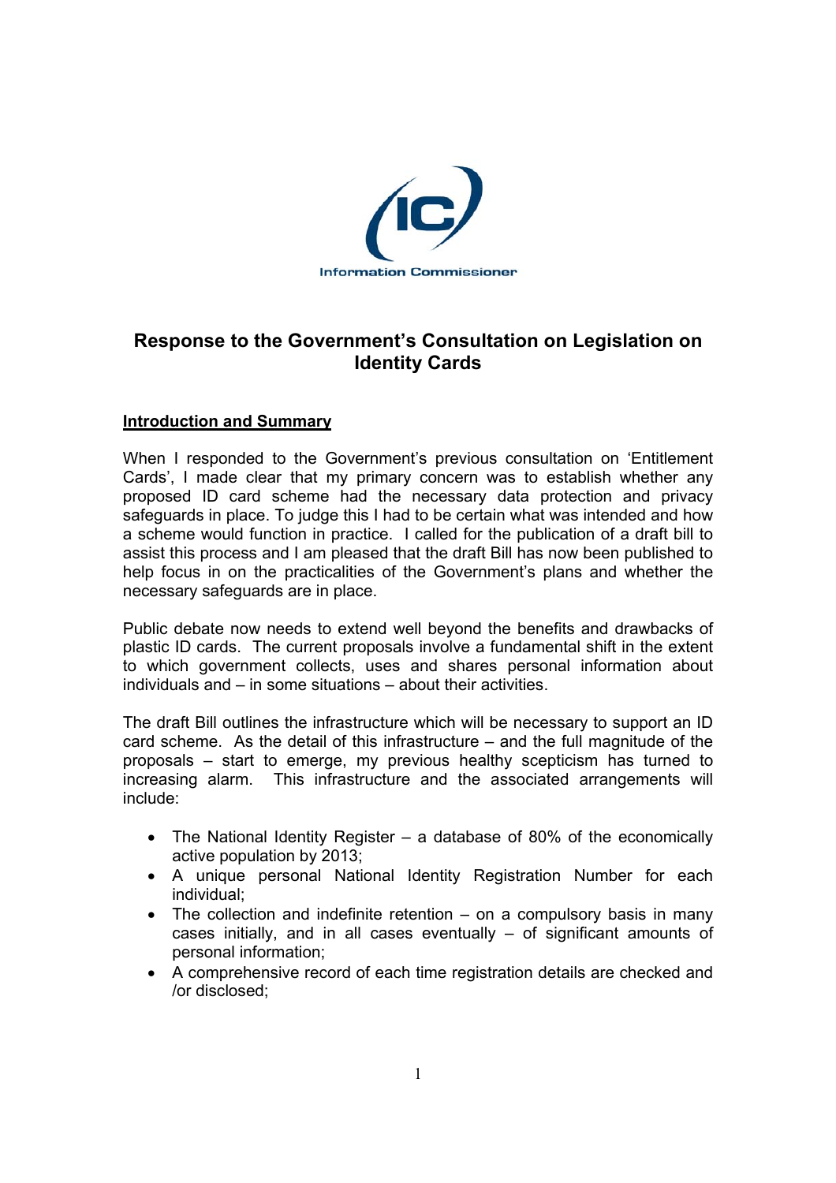Information Commissioner

# Response to the Government's Consultation on Legislation on Identity Cards

## Introduction and Summary

When I responded to the Government's previous consultation on 'Entitlement Cards', I made clear that my primary concern was to establish whether any proposed ID card scheme had the necessary data protection and privacy safeguards in place. To judge this I had to be certain what was intended and how a scheme would function in practice. I called for the publication of a draft bill to assist this process and I am pleased that the draft Bill has now been published to help focus in on the practicalities of the Government's plans and whether the necessary safeguards are in place.

Public debate now needs to extend well beyond the benefits and drawbacks of plastic ID cards. The current proposals involve a fundamental shift in the extent to which government collects, uses and shares personal information about individuals and – in some situations – about their activities.

The draft Bill outlines the infrastructure which will be necessary to support an ID card scheme. As the detail of this infrastructure – and the full magnitude of the proposals – start to emerge, my previous healthy scepticism has turned to increasing alarm. This infrastructure and the associated arrangements will include:

- The National Identity Register – a database of 80% of the economically active population by 2013;
- A unique personal National Identity Registration Number for each individual;
- The collection and indefinite retention – on a compulsory basis in many cases initially, and in all cases eventually – of significant amounts of personal information;
- A comprehensive record of each time registration details are checked and /or disclosed;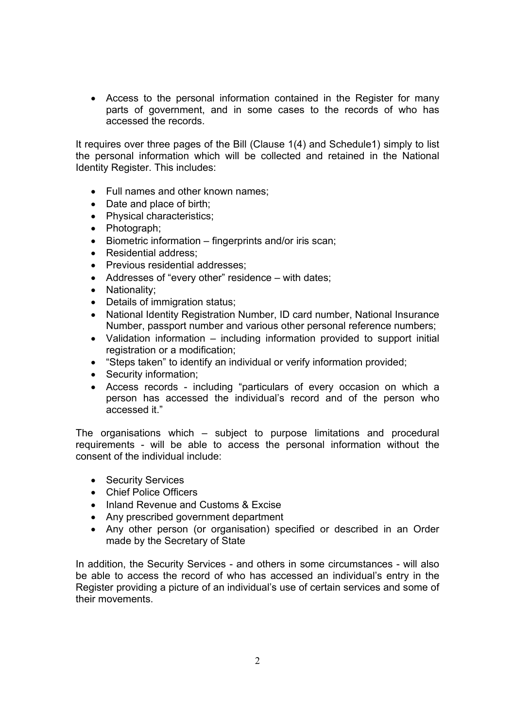- Access to the personal information contained in the Register for many parts of government, and in some cases to the records of who has accessed the records.

It requires over three pages of the Bill (Clause 1(4) and Schedule1) simply to list the personal information which will be collected and retained in the National Identity Register. This includes:

- Full names and other known names;
- Date and place of birth;
- Physical characteristics;
- Photograph;
- Biometric information – fingerprints and/or iris scan;
- Residential address;
- Previous residential addresses;
- Addresses of "every other" residence – with dates;
- Nationality;
- Details of immigration status;
- National Identity Registration Number, ID card number, National Insurance Number, passport number and various other personal reference numbers;
- Validation information – including information provided to support initial registration or a modification;
- "Steps taken" to identify an individual or verify information provided;
- Security information;
- Access records - including "particulars of every occasion on which a person has accessed the individual's record and of the person who accessed it."

The organisations which – subject to purpose limitations and procedural requirements - will be able to access the personal information without the consent of the individual include:

- Security Services
- Chief Police Officers
- Inland Revenue and Customs & Excise
- Any prescribed government department
- Any other person (or organisation) specified or described in an Order made by the Secretary of State

In addition, the Security Services - and others in some circumstances - will also be able to access the record of who has accessed an individual's entry in the Register providing a picture of an individual's use of certain services and some of their movements.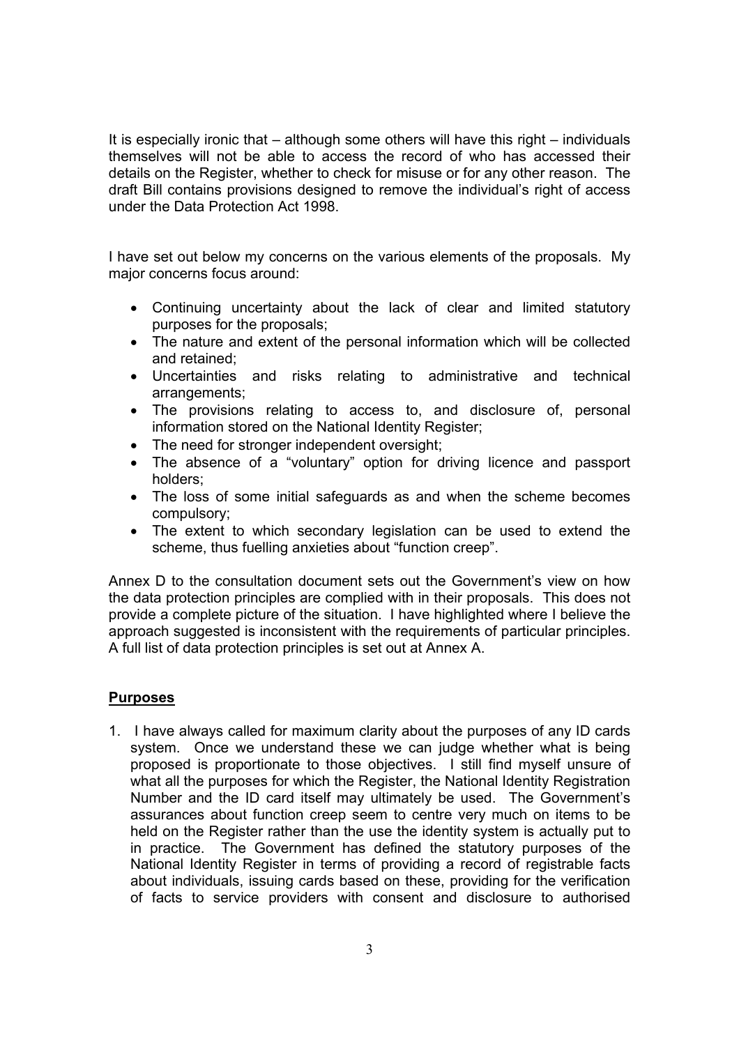It is especially ironic that – although some others will have this right – individuals themselves will not be able to access the record of who has accessed their details on the Register, whether to check for misuse or for any other reason. The draft Bill contains provisions designed to remove the individual's right of access under the Data Protection Act 1998.

I have set out below my concerns on the various elements of the proposals. My major concerns focus around:

- Continuing uncertainty about the lack of clear and limited statutory purposes for the proposals;
- The nature and extent of the personal information which will be collected and retained;
- Uncertainties and risks relating to administrative and technical arrangements;
- The provisions relating to access to, and disclosure of, personal information stored on the National Identity Register;
- The need for stronger independent oversight;
- The absence of a "voluntary" option for driving licence and passport holders;
- The loss of some initial safeguards as and when the scheme becomes compulsory;
- The extent to which secondary legislation can be used to extend the scheme, thus fuelling anxieties about "function creep".

Annex D to the consultation document sets out the Government's view on how the data protection principles are complied with in their proposals. This does not provide a complete picture of the situation. I have highlighted where I believe the approach suggested is inconsistent with the requirements of particular principles. A full list of data protection principles is set out at Annex A.

## Purposes

1. I have always called for maximum clarity about the purposes of any ID cards system. Once we understand these we can judge whether what is being proposed is proportionate to those objectives. I still find myself unsure of what all the purposes for which the Register, the National Identity Registration Number and the ID card itself may ultimately be used. The Government's assurances about function creep seem to centre very much on items to be held on the Register rather than the use the identity system is actually put to in practice. The Government has defined the statutory purposes of the National Identity Register in terms of providing a record of registrable facts about individuals, issuing cards based on these, providing for the verification of facts to service providers with consent and disclosure to authorised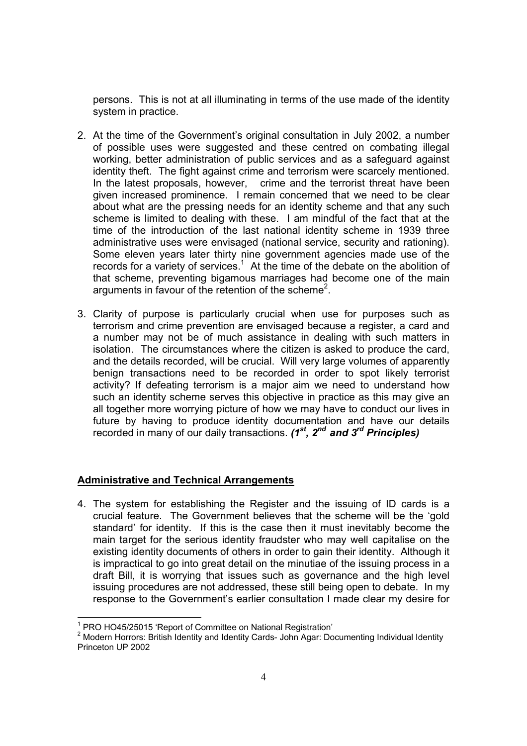persons. This is not at all illuminating in terms of the use made of the identity system in practice.

2. At the time of the Government's original consultation in July 2002, a number of possible uses were suggested and these centred on combating illegal working, better administration of public services and as a safeguard against identity theft. The fight against crime and terrorism were scarcely mentioned. In the latest proposals, however, crime and the terrorist threat have been given increased prominence. I remain concerned that we need to be clear about what are the pressing needs for an identity scheme and that any such scheme is limited to dealing with these. I am mindful of the fact that at the time of the introduction of the last national identity scheme in 1939 three administrative uses were envisaged (national service, security and rationing). Some eleven years later thirty nine government agencies made use of the records for a variety of services.[1] At the time of the debate on the abolition of that scheme, preventing bigamous marriages had become one of the main arguments in favour of the retention of the scheme[2].

3. Clarity of purpose is particularly crucial when use for purposes such as terrorism and crime prevention are envisaged because a register, a card and a number may not be of much assistance in dealing with such matters in isolation. The circumstances where the citizen is asked to produce the card, and the details recorded, will be crucial. Will very large volumes of apparently benign transactions need to be recorded in order to spot likely terrorist activity? If defeating terrorism is a major aim we need to understand how such an identity scheme serves this objective in practice as this may give an all together more worrying picture of how we may have to conduct our lives in future by having to produce identity documentation and have our details recorded in many of our daily transactions. ***(1st, 2nd and 3rd Principles)***

## Administrative and Technical Arrangements

4. The system for establishing the Register and the issuing of ID cards is a crucial feature. The Government believes that the scheme will be the 'gold standard' for identity. If this is the case then it must inevitably become the main target for the serious identity fraudster who may well capitalise on the existing identity documents of others in order to gain their identity. Although it is impractical to go into great detail on the minutiae of the issuing process in a draft Bill, it is worrying that issues such as governance and the high level issuing procedures are not addressed, these still being open to debate. In my response to the Government's earlier consultation I made clear my desire for

---

[1] PRO HO45/25015 'Report of Committee on National Registration'

[2] Modern Horrors: British Identity and Identity Cards- John Agar: Documenting Individual Identity Princeton UP 2002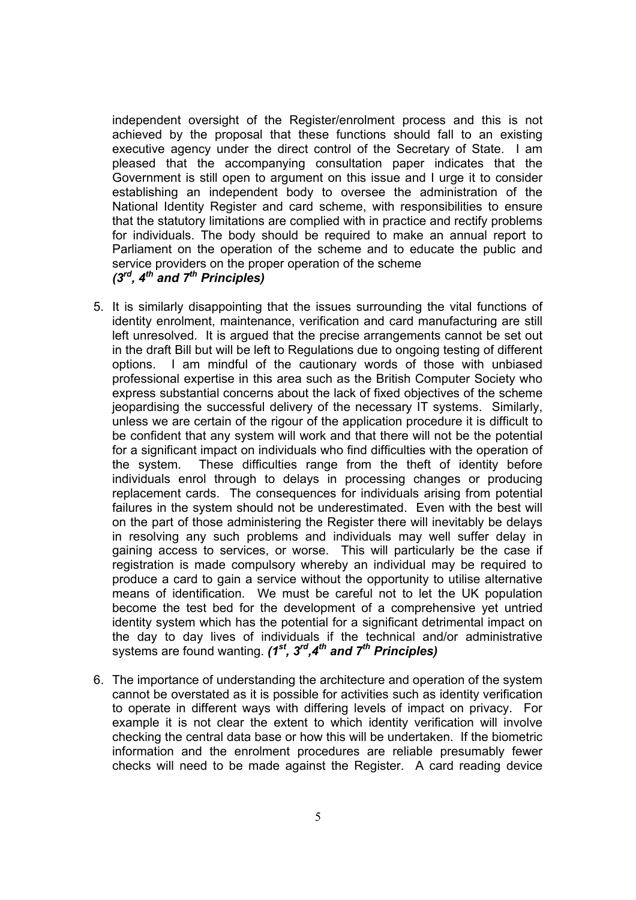independent oversight of the Register/enrolment process and this is not achieved by the proposal that these functions should fall to an existing executive agency under the direct control of the Secretary of State. I am pleased that the accompanying consultation paper indicates that the Government is still open to argument on this issue and I urge it to consider establishing an independent body to oversee the administration of the National Identity Register and card scheme, with responsibilities to ensure that the statutory limitations are complied with in practice and rectify problems for individuals. The body should be required to make an annual report to Parliament on the operation of the scheme and to educate the public and service providers on the proper operation of the scheme
***(3rd, 4th and 7th Principles)***

5. It is similarly disappointing that the issues surrounding the vital functions of identity enrolment, maintenance, verification and card manufacturing are still left unresolved. It is argued that the precise arrangements cannot be set out in the draft Bill but will be left to Regulations due to ongoing testing of different options. I am mindful of the cautionary words of those with unbiased professional expertise in this area such as the British Computer Society who express substantial concerns about the lack of fixed objectives of the scheme jeopardising the successful delivery of the necessary IT systems. Similarly, unless we are certain of the rigour of the application procedure it is difficult to be confident that any system will work and that there will not be the potential for a significant impact on individuals who find difficulties with the operation of the system. These difficulties range from the theft of identity before individuals enrol through to delays in processing changes or producing replacement cards. The consequences for individuals arising from potential failures in the system should not be underestimated. Even with the best will on the part of those administering the Register there will inevitably be delays in resolving any such problems and individuals may well suffer delay in gaining access to services, or worse. This will particularly be the case if registration is made compulsory whereby an individual may be required to produce a card to gain a service without the opportunity to utilise alternative means of identification. We must be careful not to let the UK population become the test bed for the development of a comprehensive yet untried identity system which has the potential for a significant detrimental impact on the day to day lives of individuals if the technical and/or administrative systems are found wanting. ***(1st, 3rd, 4th and 7th Principles)***

6. The importance of understanding the architecture and operation of the system cannot be overstated as it is possible for activities such as identity verification to operate in different ways with differing levels of impact on privacy. For example it is not clear the extent to which identity verification will involve checking the central data base or how this will be undertaken. If the biometric information and the enrolment procedures are reliable presumably fewer checks will need to be made against the Register. A card reading device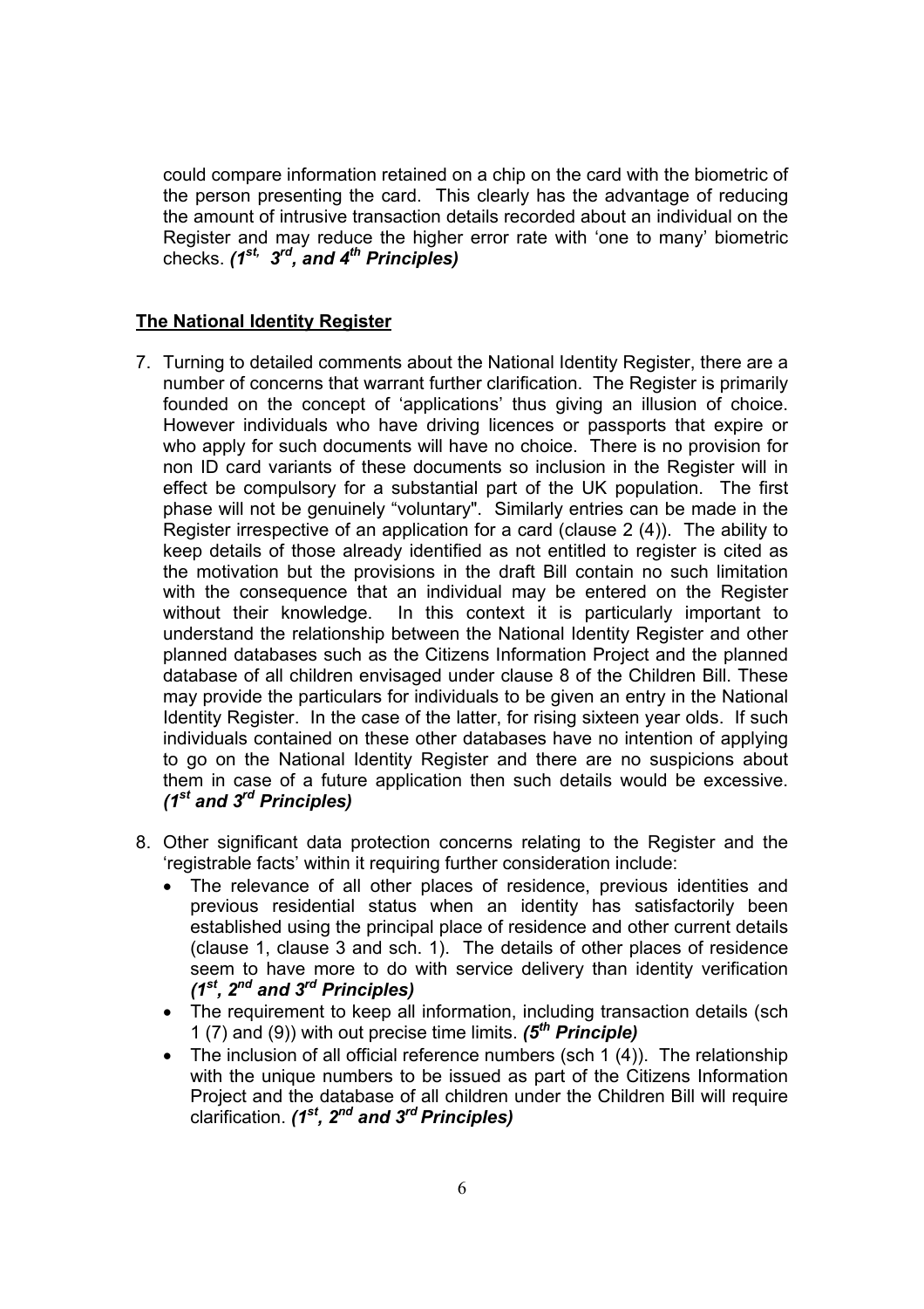could compare information retained on a chip on the card with the biometric of the person presenting the card. This clearly has the advantage of reducing the amount of intrusive transaction details recorded about an individual on the Register and may reduce the higher error rate with 'one to many' biometric checks. ***(1st, 3rd, and 4th Principles)***

**The National Identity Register**

7. Turning to detailed comments about the National Identity Register, there are a number of concerns that warrant further clarification. The Register is primarily founded on the concept of 'applications' thus giving an illusion of choice. However individuals who have driving licences or passports that expire or who apply for such documents will have no choice. There is no provision for non ID card variants of these documents so inclusion in the Register will in effect be compulsory for a substantial part of the UK population. The first phase will not be genuinely "voluntary". Similarly entries can be made in the Register irrespective of an application for a card (clause 2 (4)). The ability to keep details of those already identified as not entitled to register is cited as the motivation but the provisions in the draft Bill contain no such limitation with the consequence that an individual may be entered on the Register without their knowledge. In this context it is particularly important to understand the relationship between the National Identity Register and other planned databases such as the Citizens Information Project and the planned database of all children envisaged under clause 8 of the Children Bill. These may provide the particulars for individuals to be given an entry in the National Identity Register. In the case of the latter, for rising sixteen year olds. If such individuals contained on these other databases have no intention of applying to go on the National Identity Register and there are no suspicions about them in case of a future application then such details would be excessive. ***(1st and 3rd Principles)***

8. Other significant data protection concerns relating to the Register and the 'registrable facts' within it requiring further consideration include:
   - The relevance of all other places of residence, previous identities and previous residential status when an identity has satisfactorily been established using the principal place of residence and other current details (clause 1, clause 3 and sch. 1). The details of other places of residence seem to have more to do with service delivery than identity verification ***(1st, 2nd and 3rd Principles)***
   - The requirement to keep all information, including transaction details (sch 1 (7) and (9)) with out precise time limits. ***(5th Principle)***
   - The inclusion of all official reference numbers (sch 1 (4)). The relationship with the unique numbers to be issued as part of the Citizens Information Project and the database of all children under the Children Bill will require clarification. ***(1st, 2nd and 3rd Principles)***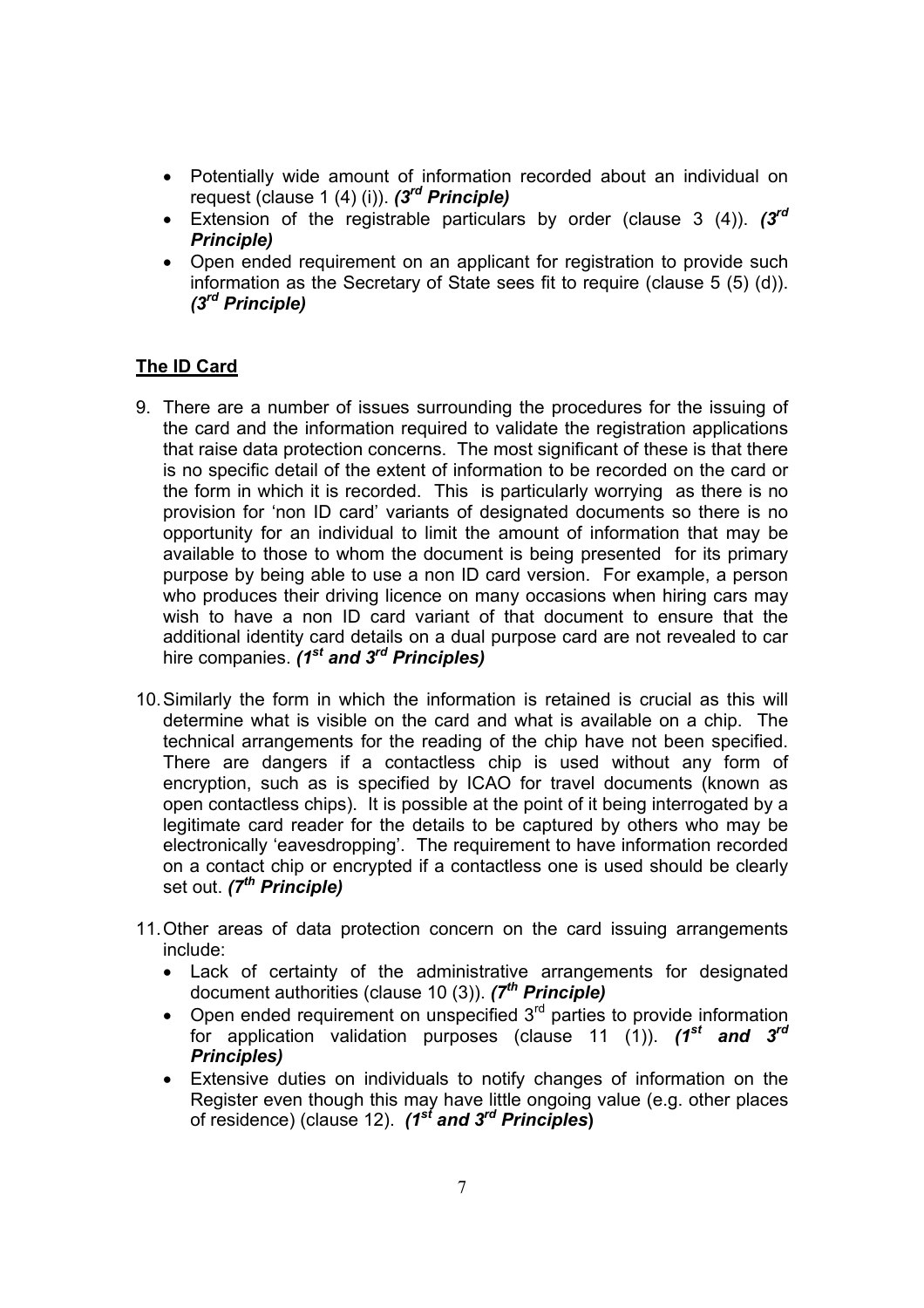- Potentially wide amount of information recorded about an individual on request (clause 1 (4) (i)). ***(3rd Principle)***
- Extension of the registrable particulars by order (clause 3 (4)). ***(3rd Principle)***
- Open ended requirement on an applicant for registration to provide such information as the Secretary of State sees fit to require (clause 5 (5) (d)). ***(3rd Principle)***

**The ID Card**

9. There are a number of issues surrounding the procedures for the issuing of the card and the information required to validate the registration applications that raise data protection concerns. The most significant of these is that there is no specific detail of the extent of information to be recorded on the card or the form in which it is recorded. This is particularly worrying as there is no provision for 'non ID card' variants of designated documents so there is no opportunity for an individual to limit the amount of information that may be available to those to whom the document is being presented for its primary purpose by being able to use a non ID card version. For example, a person who produces their driving licence on many occasions when hiring cars may wish to have a non ID card variant of that document to ensure that the additional identity card details on a dual purpose card are not revealed to car hire companies. ***(1st and 3rd Principles)***

10. Similarly the form in which the information is retained is crucial as this will determine what is visible on the card and what is available on a chip. The technical arrangements for the reading of the chip have not been specified. There are dangers if a contactless chip is used without any form of encryption, such as is specified by ICAO for travel documents (known as open contactless chips). It is possible at the point of it being interrogated by a legitimate card reader for the details to be captured by others who may be electronically 'eavesdropping'. The requirement to have information recorded on a contact chip or encrypted if a contactless one is used should be clearly set out. ***(7th Principle)***

11. Other areas of data protection concern on the card issuing arrangements include:
    - Lack of certainty of the administrative arrangements for designated document authorities (clause 10 (3)). ***(7th Principle)***
    - Open ended requirement on unspecified 3rd parties to provide information for application validation purposes (clause 11 (1)). ***(1st and 3rd Principles)***
    - Extensive duties on individuals to notify changes of information on the Register even though this may have little ongoing value (e.g. other places of residence) (clause 12). ***(1st and 3rd Principles)***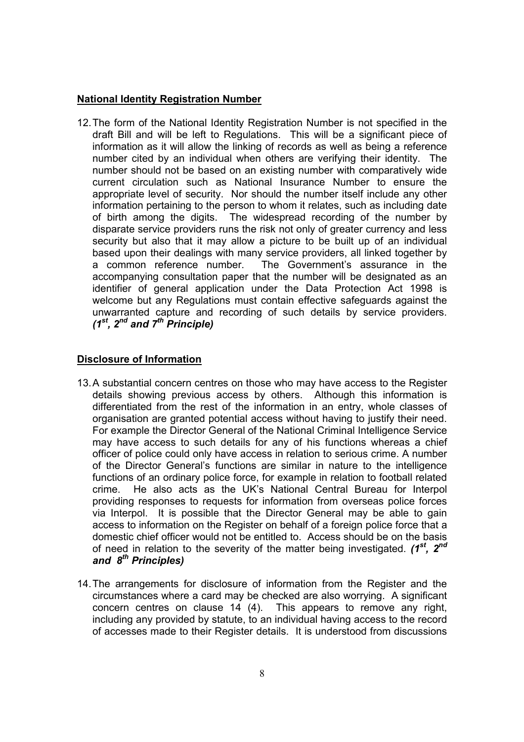## National Identity Registration Number

12. The form of the National Identity Registration Number is not specified in the draft Bill and will be left to Regulations. This will be a significant piece of information as it will allow the linking of records as well as being a reference number cited by an individual when others are verifying their identity. The number should not be based on an existing number with comparatively wide current circulation such as National Insurance Number to ensure the appropriate level of security. Nor should the number itself include any other information pertaining to the person to whom it relates, such as including date of birth among the digits. The widespread recording of the number by disparate service providers runs the risk not only of greater currency and less security but also that it may allow a picture to be built up of an individual based upon their dealings with many service providers, all linked together by a common reference number. The Government's assurance in the accompanying consultation paper that the number will be designated as an identifier of general application under the Data Protection Act 1998 is welcome but any Regulations must contain effective safeguards against the unwarranted capture and recording of such details by service providers. ***(1st, 2nd and 7th Principle)***

## Disclosure of Information

13. A substantial concern centres on those who may have access to the Register details showing previous access by others. Although this information is differentiated from the rest of the information in an entry, whole classes of organisation are granted potential access without having to justify their need. For example the Director General of the National Criminal Intelligence Service may have access to such details for any of his functions whereas a chief officer of police could only have access in relation to serious crime. A number of the Director General's functions are similar in nature to the intelligence functions of an ordinary police force, for example in relation to football related crime. He also acts as the UK's National Central Bureau for Interpol providing responses to requests for information from overseas police forces via Interpol. It is possible that the Director General may be able to gain access to information on the Register on behalf of a foreign police force that a domestic chief officer would not be entitled to. Access should be on the basis of need in relation to the severity of the matter being investigated. ***(1st, 2nd and 8th Principles)***

14. The arrangements for disclosure of information from the Register and the circumstances where a card may be checked are also worrying. A significant concern centres on clause 14 (4). This appears to remove any right, including any provided by statute, to an individual having access to the record of accesses made to their Register details. It is understood from discussions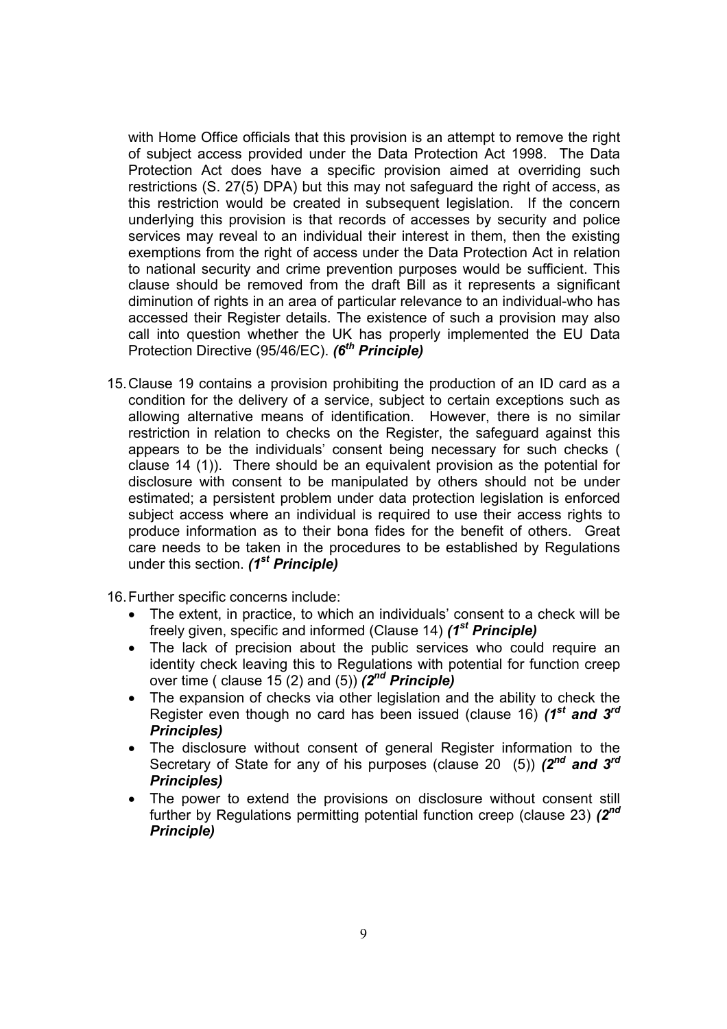with Home Office officials that this provision is an attempt to remove the right of subject access provided under the Data Protection Act 1998. The Data Protection Act does have a specific provision aimed at overriding such restrictions (S. 27(5) DPA) but this may not safeguard the right of access, as this restriction would be created in subsequent legislation. If the concern underlying this provision is that records of accesses by security and police services may reveal to an individual their interest in them, then the existing exemptions from the right of access under the Data Protection Act in relation to national security and crime prevention purposes would be sufficient. This clause should be removed from the draft Bill as it represents a significant diminution of rights in an area of particular relevance to an individual-who has accessed their Register details. The existence of such a provision may also call into question whether the UK has properly implemented the EU Data Protection Directive (95/46/EC). ***(6th Principle)***

15. Clause 19 contains a provision prohibiting the production of an ID card as a condition for the delivery of a service, subject to certain exceptions such as allowing alternative means of identification. However, there is no similar restriction in relation to checks on the Register, the safeguard against this appears to be the individuals' consent being necessary for such checks ( clause 14 (1)). There should be an equivalent provision as the potential for disclosure with consent to be manipulated by others should not be under estimated; a persistent problem under data protection legislation is enforced subject access where an individual is required to use their access rights to produce information as to their bona fides for the benefit of others. Great care needs to be taken in the procedures to be established by Regulations under this section. ***(1st Principle)***

16. Further specific concerns include:
    - The extent, in practice, to which an individuals' consent to a check will be freely given, specific and informed (Clause 14) ***(1st Principle)***
    - The lack of precision about the public services who could require an identity check leaving this to Regulations with potential for function creep over time ( clause 15 (2) and (5)) ***(2nd Principle)***
    - The expansion of checks via other legislation and the ability to check the Register even though no card has been issued (clause 16) ***(1st and 3rd Principles)***
    - The disclosure without consent of general Register information to the Secretary of State for any of his purposes (clause 20 (5)) ***(2nd and 3rd Principles)***
    - The power to extend the provisions on disclosure without consent still further by Regulations permitting potential function creep (clause 23) ***(2nd Principle)***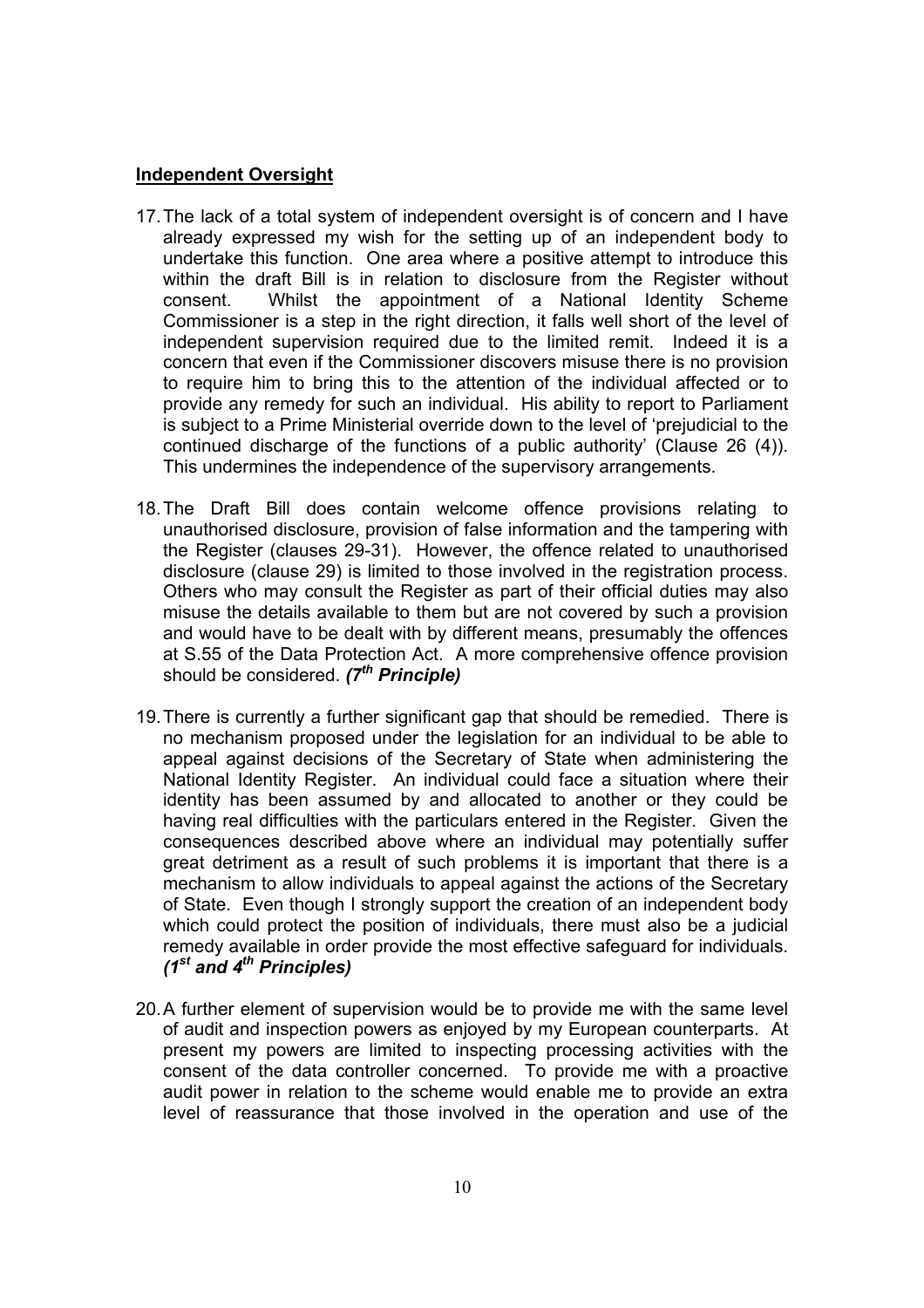**Independent Oversight**

17. The lack of a total system of independent oversight is of concern and I have already expressed my wish for the setting up of an independent body to undertake this function. One area where a positive attempt to introduce this within the draft Bill is in relation to disclosure from the Register without consent. Whilst the appointment of a National Identity Scheme Commissioner is a step in the right direction, it falls well short of the level of independent supervision required due to the limited remit. Indeed it is a concern that even if the Commissioner discovers misuse there is no provision to require him to bring this to the attention of the individual affected or to provide any remedy for such an individual. His ability to report to Parliament is subject to a Prime Ministerial override down to the level of 'prejudicial to the continued discharge of the functions of a public authority' (Clause 26 (4)). This undermines the independence of the supervisory arrangements.

18. The Draft Bill does contain welcome offence provisions relating to unauthorised disclosure, provision of false information and the tampering with the Register (clauses 29-31). However, the offence related to unauthorised disclosure (clause 29) is limited to those involved in the registration process. Others who may consult the Register as part of their official duties may also misuse the details available to them but are not covered by such a provision and would have to be dealt with by different means, presumably the offences at S.55 of the Data Protection Act. A more comprehensive offence provision should be considered. ***(7th Principle)***

19. There is currently a further significant gap that should be remedied. There is no mechanism proposed under the legislation for an individual to be able to appeal against decisions of the Secretary of State when administering the National Identity Register. An individual could face a situation where their identity has been assumed by and allocated to another or they could be having real difficulties with the particulars entered in the Register. Given the consequences described above where an individual may potentially suffer great detriment as a result of such problems it is important that there is a mechanism to allow individuals to appeal against the actions of the Secretary of State. Even though I strongly support the creation of an independent body which could protect the position of individuals, there must also be a judicial remedy available in order provide the most effective safeguard for individuals. ***(1st and 4th Principles)***

20. A further element of supervision would be to provide me with the same level of audit and inspection powers as enjoyed by my European counterparts. At present my powers are limited to inspecting processing activities with the consent of the data controller concerned. To provide me with a proactive audit power in relation to the scheme would enable me to provide an extra level of reassurance that those involved in the operation and use of the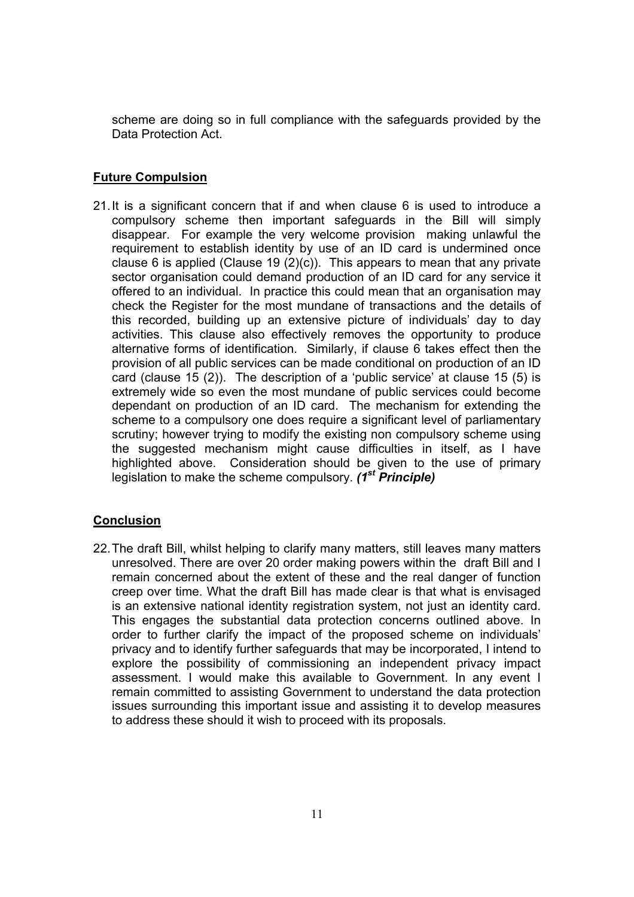scheme are doing so in full compliance with the safeguards provided by the Data Protection Act.

## Future Compulsion

21. It is a significant concern that if and when clause 6 is used to introduce a compulsory scheme then important safeguards in the Bill will simply disappear. For example the very welcome provision making unlawful the requirement to establish identity by use of an ID card is undermined once clause 6 is applied (Clause 19 (2)(c)). This appears to mean that any private sector organisation could demand production of an ID card for any service it offered to an individual. In practice this could mean that an organisation may check the Register for the most mundane of transactions and the details of this recorded, building up an extensive picture of individuals' day to day activities. This clause also effectively removes the opportunity to produce alternative forms of identification. Similarly, if clause 6 takes effect then the provision of all public services can be made conditional on production of an ID card (clause 15 (2)). The description of a 'public service' at clause 15 (5) is extremely wide so even the most mundane of public services could become dependant on production of an ID card. The mechanism for extending the scheme to a compulsory one does require a significant level of parliamentary scrutiny; however trying to modify the existing non compulsory scheme using the suggested mechanism might cause difficulties in itself, as I have highlighted above. Consideration should be given to the use of primary legislation to make the scheme compulsory. ***(1st Principle)***

## Conclusion

22. The draft Bill, whilst helping to clarify many matters, still leaves many matters unresolved. There are over 20 order making powers within the draft Bill and I remain concerned about the extent of these and the real danger of function creep over time. What the draft Bill has made clear is that what is envisaged is an extensive national identity registration system, not just an identity card. This engages the substantial data protection concerns outlined above. In order to further clarify the impact of the proposed scheme on individuals' privacy and to identify further safeguards that may be incorporated, I intend to explore the possibility of commissioning an independent privacy impact assessment. I would make this available to Government. In any event I remain committed to assisting Government to understand the data protection issues surrounding this important issue and assisting it to develop measures to address these should it wish to proceed with its proposals.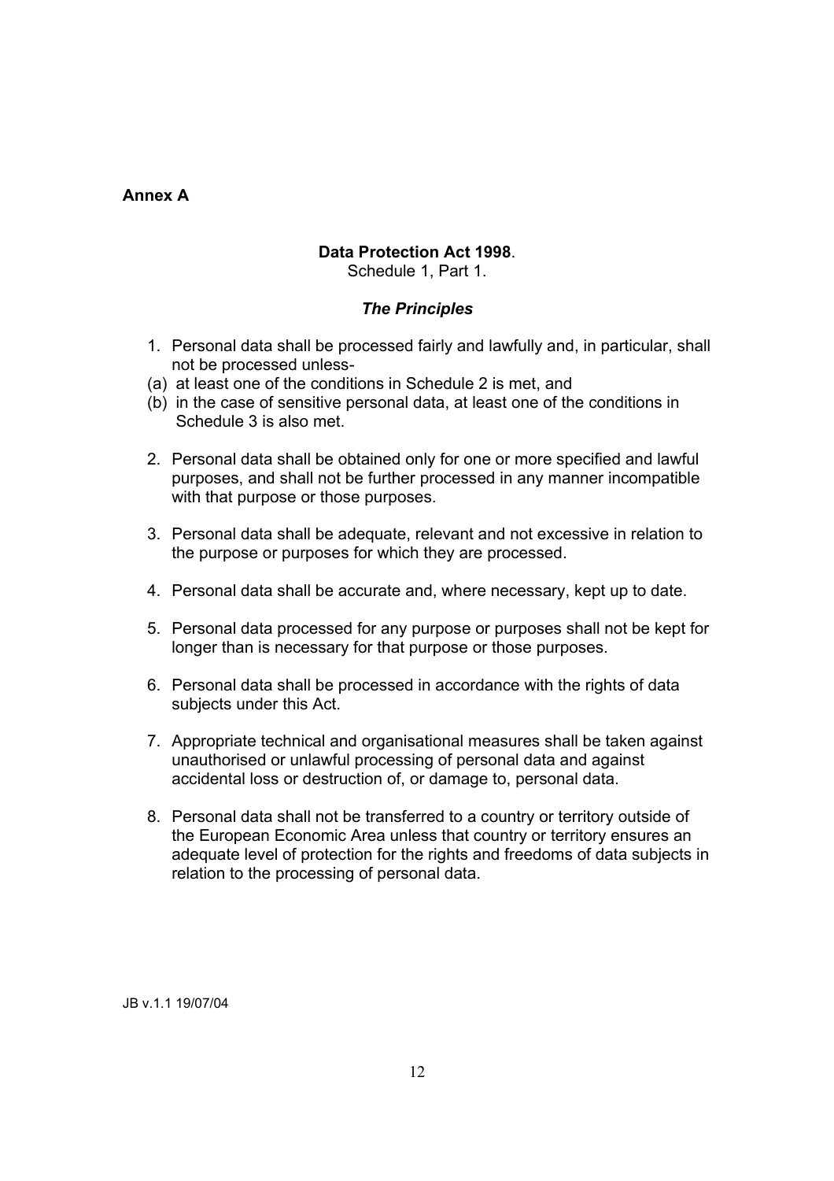## Annex A

**Data Protection Act 1998**.
Schedule 1, Part 1.

***The Principles***

1. Personal data shall be processed fairly and lawfully and, in particular, shall not be processed unless-
(a) at least one of the conditions in Schedule 2 is met, and
(b) in the case of sensitive personal data, at least one of the conditions in Schedule 3 is also met.

2. Personal data shall be obtained only for one or more specified and lawful purposes, and shall not be further processed in any manner incompatible with that purpose or those purposes.

3. Personal data shall be adequate, relevant and not excessive in relation to the purpose or purposes for which they are processed.

4. Personal data shall be accurate and, where necessary, kept up to date.

5. Personal data processed for any purpose or purposes shall not be kept for longer than is necessary for that purpose or those purposes.

6. Personal data shall be processed in accordance with the rights of data subjects under this Act.

7. Appropriate technical and organisational measures shall be taken against unauthorised or unlawful processing of personal data and against accidental loss or destruction of, or damage to, personal data.

8. Personal data shall not be transferred to a country or territory outside of the European Economic Area unless that country or territory ensures an adequate level of protection for the rights and freedoms of data subjects in relation to the processing of personal data.

JB v.1.1 19/07/04